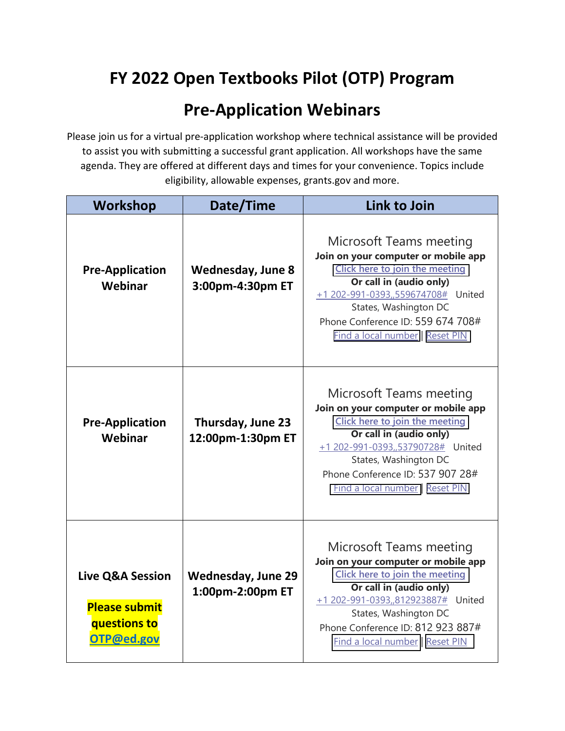# FY 2022 Open Textbooks Pilot (OTP) Program

## Pre-Application Webinars

Please join us for a virtual pre-application workshop where technical assistance will be provided to assist you with submitting a successful grant application. All workshops have the same agenda. They are offered at different days and times for your convenience. Topics include eligibility, allowable expenses, grants.gov and more.

| Workshop | Date/Time | Link to Join |
|---|---|---|
| **Pre-Application Webinar** | **Wednesday, June 8 3:00pm-4:30pm ET** | Microsoft Teams meeting<br>**Join on your computer or mobile app**<br>Click here to join the meeting<br>**Or call in (audio only)**<br>+1 202-991-0393,,559674708# United States, Washington DC<br>Phone Conference ID: 559 674 708#<br>Find a local number \| Reset PIN |
| **Pre-Application Webinar** | **Thursday, June 23 12:00pm-1:30pm ET** | Microsoft Teams meeting<br>**Join on your computer or mobile app**<br>Click here to join the meeting<br>**Or call in (audio only)**<br>+1 202-991-0393,,53790728# United States, Washington DC<br>Phone Conference ID: 537 907 28#<br>Find a local number \| Reset PIN |
| **Live Q&A Session**<br><br>**Please submit questions to OTP@ed.gov** | **Wednesday, June 29 1:00pm-2:00pm ET** | Microsoft Teams meeting<br>**Join on your computer or mobile app**<br>Click here to join the meeting<br>**Or call in (audio only)**<br>+1 202-991-0393,,812923887# United States, Washington DC<br>Phone Conference ID: 812 923 887#<br>Find a local number \| Reset PIN |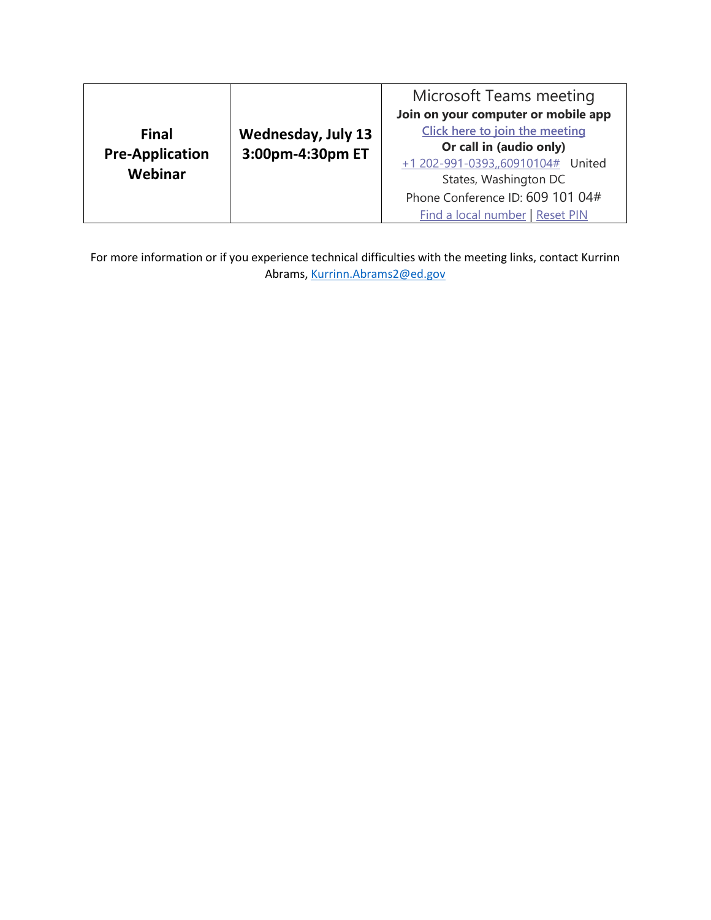| | | |
|---|---|---|
| **Final Pre-Application Webinar** | **Wednesday, July 13 3:00pm-4:30pm ET** | Microsoft Teams meeting<br>**Join on your computer or mobile app**<br>[Click here to join the meeting]<br>**Or call in (audio only)**<br>+1 202-991-0393,,60910104# United States, Washington DC<br>Phone Conference ID: 609 101 04#<br>Find a local number \| Reset PIN |

For more information or if you experience technical difficulties with the meeting links, contact Kurrinn Abrams, Kurrinn.Abrams2@ed.gov